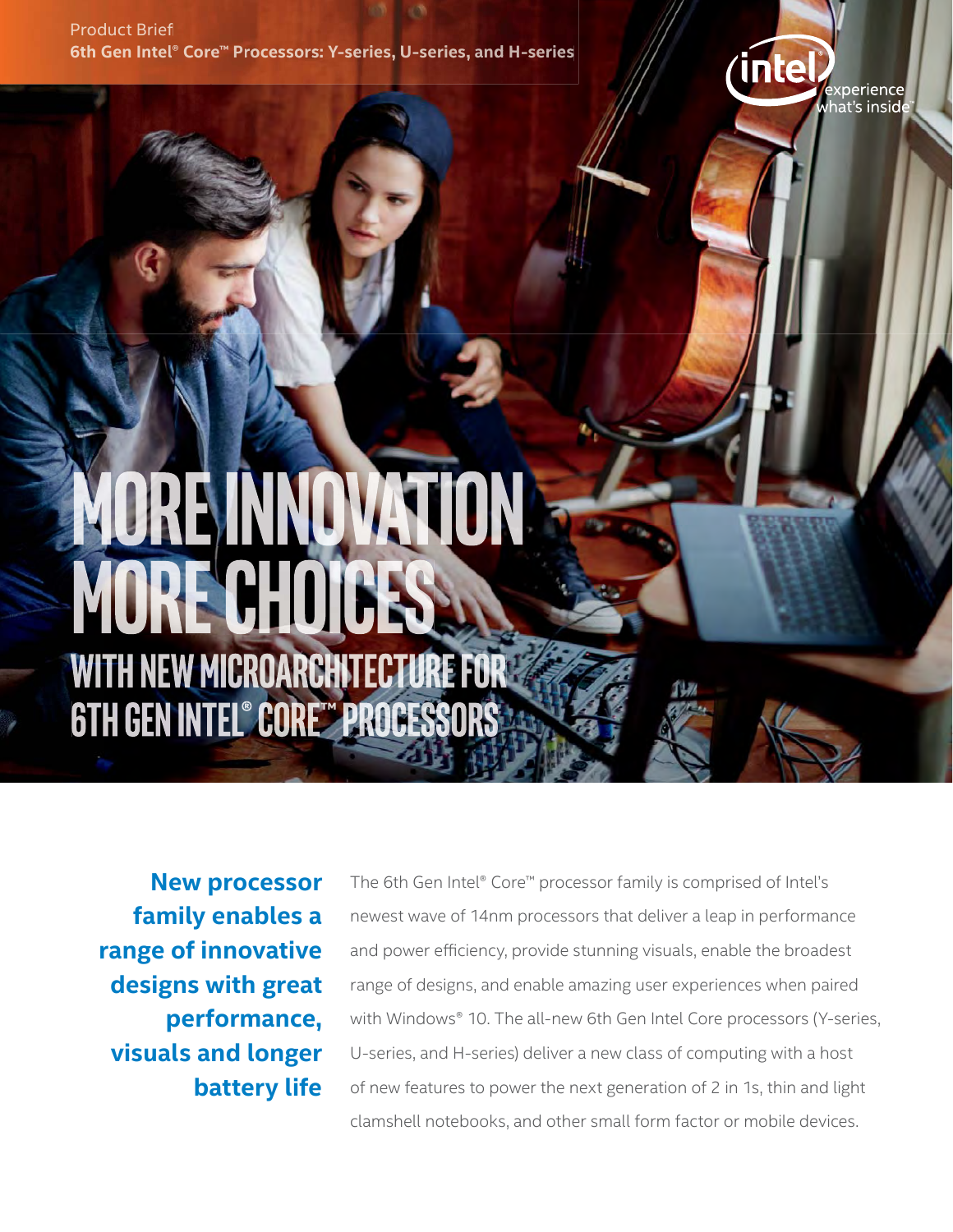Product Brief
**6th Gen Intel® Core™ Processors: Y-series, U-series, and H-series**

# MORE INNOVATION MORE CHOICES

## WITH NEW MICROARCHITECTURE FOR 6TH GEN INTEL® CORE™ PROCESSORS

**New processor family enables a range of innovative designs with great performance, visuals and longer battery life**

The 6th Gen Intel® Core™ processor family is comprised of Intel's newest wave of 14nm processors that deliver a leap in performance and power efficiency, provide stunning visuals, enable the broadest range of designs, and enable amazing user experiences when paired with Windows® 10. The all-new 6th Gen Intel Core processors (Y-series, U-series, and H-series) deliver a new class of computing with a host of new features to power the next generation of 2 in 1s, thin and light clamshell notebooks, and other small form factor or mobile devices.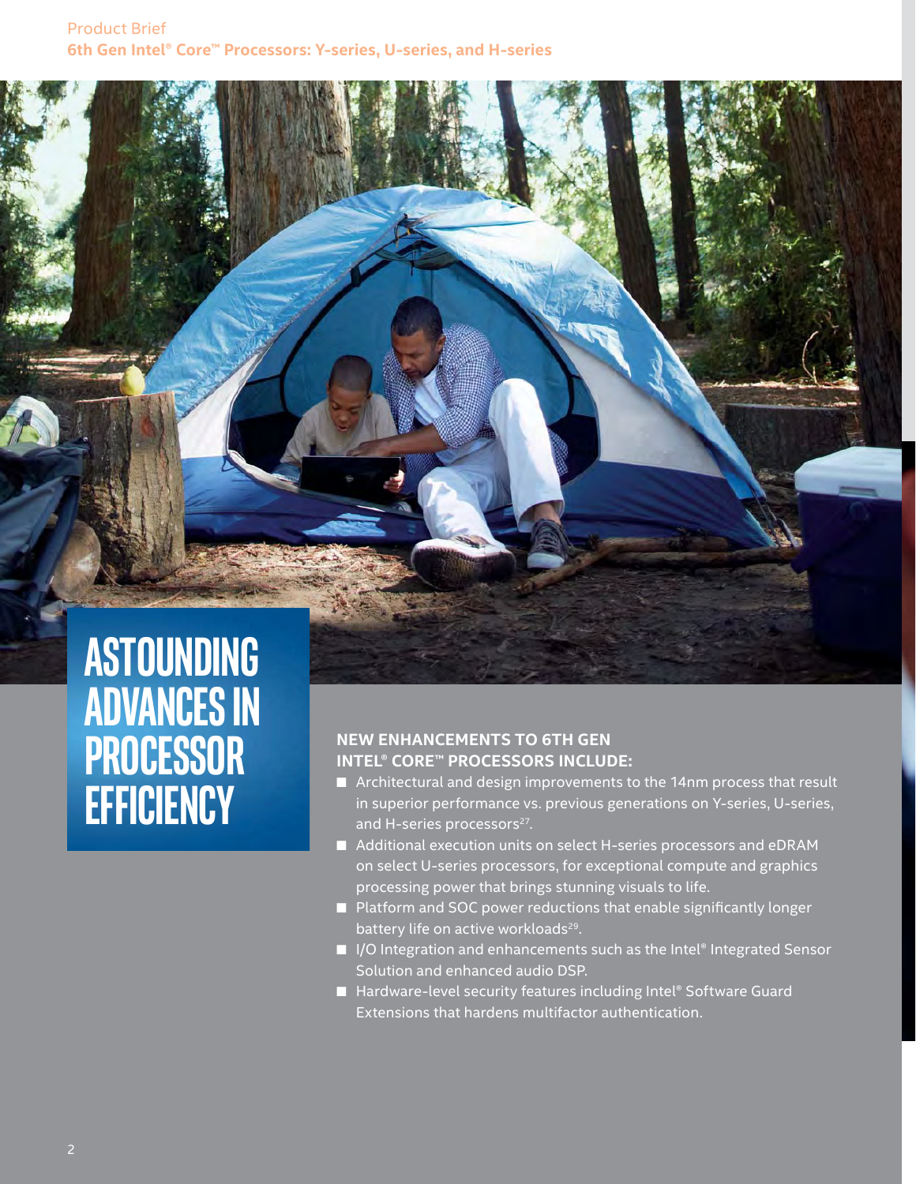# ASTOUNDING ADVANCES IN PROCESSOR EFFICIENCY

**NEW ENHANCEMENTS TO 6TH GEN INTEL® CORE™ PROCESSORS INCLUDE:**

- Architectural and design improvements to the 14nm process that result in superior performance vs. previous generations on Y-series, U-series, and H-series processors[27].
- Additional execution units on select H-series processors and eDRAM on select U-series processors, for exceptional compute and graphics processing power that brings stunning visuals to life.
- Platform and SOC power reductions that enable significantly longer battery life on active workloads[29].
- I/O Integration and enhancements such as the Intel® Integrated Sensor Solution and enhanced audio DSP.
- Hardware-level security features including Intel® Software Guard Extensions that hardens multifactor authentication.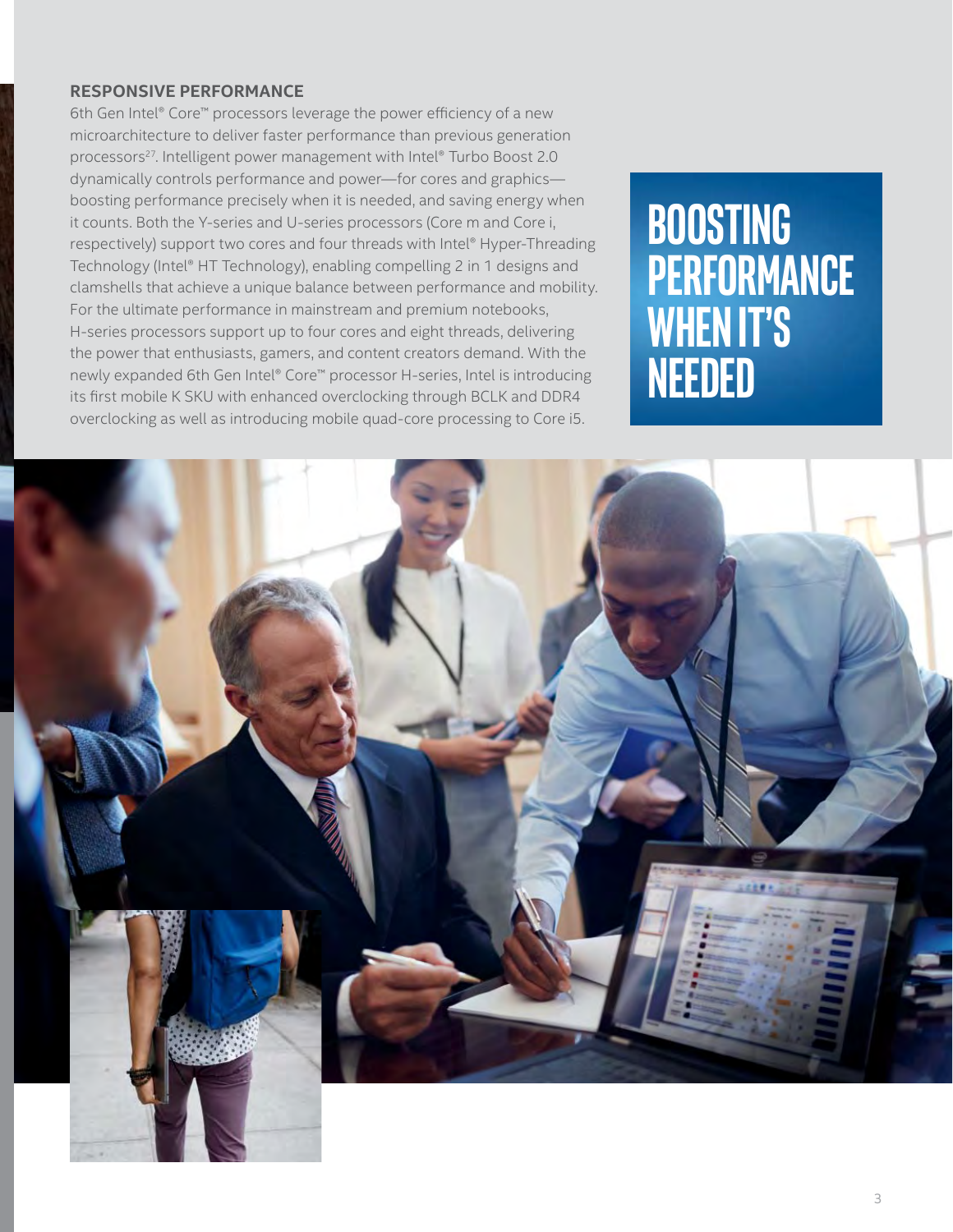## RESPONSIVE PERFORMANCE

6th Gen Intel® Core™ processors leverage the power efficiency of a new microarchitecture to deliver faster performance than previous generation processors[27]. Intelligent power management with Intel® Turbo Boost 2.0 dynamically controls performance and power—for cores and graphics—boosting performance precisely when it is needed, and saving energy when it counts. Both the Y-series and U-series processors (Core m and Core i, respectively) support two cores and four threads with Intel® Hyper-Threading Technology (Intel® HT Technology), enabling compelling 2 in 1 designs and clamshells that achieve a unique balance between performance and mobility. For the ultimate performance in mainstream and premium notebooks, H-series processors support up to four cores and eight threads, delivering the power that enthusiasts, gamers, and content creators demand. With the newly expanded 6th Gen Intel® Core™ processor H-series, Intel is introducing its first mobile K SKU with enhanced overclocking through BCLK and DDR4 overclocking as well as introducing mobile quad-core processing to Core i5.

**BOOSTING PERFORMANCE WHEN IT'S NEEDED**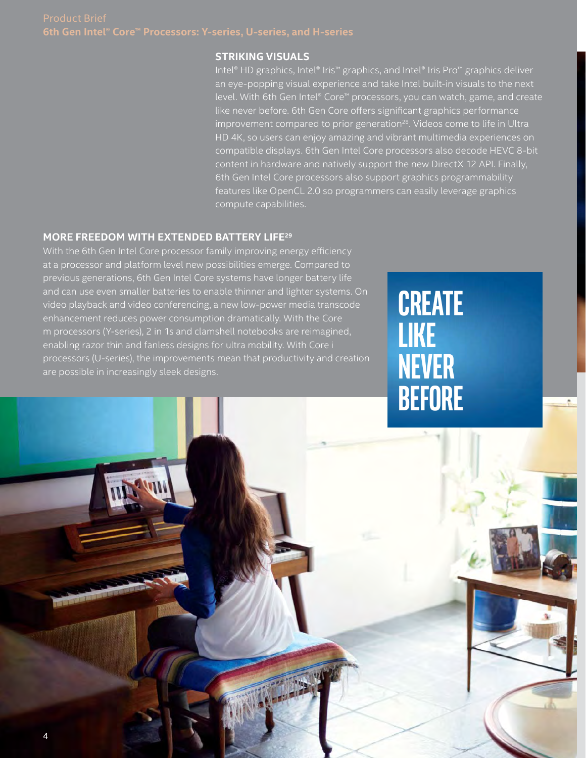## STRIKING VISUALS

Intel® HD graphics, Intel® Iris™ graphics, and Intel® Iris Pro™ graphics deliver an eye-popping visual experience and take Intel built-in visuals to the next level. With 6th Gen Intel® Core™ processors, you can watch, game, and create like never before. 6th Gen Core offers significant graphics performance improvement compared to prior generation[28]. Videos come to life in Ultra HD 4K, so users can enjoy amazing and vibrant multimedia experiences on compatible displays. 6th Gen Intel Core processors also decode HEVC 8-bit content in hardware and natively support the new DirectX 12 API. Finally, 6th Gen Intel Core processors also support graphics programmability features like OpenCL 2.0 so programmers can easily leverage graphics compute capabilities.

## MORE FREEDOM WITH EXTENDED BATTERY LIFE[29]

With the 6th Gen Intel Core processor family improving energy efficiency at a processor and platform level new possibilities emerge. Compared to previous generations, 6th Gen Intel Core systems have longer battery life and can use even smaller batteries to enable thinner and lighter systems. On video playback and video conferencing, a new low-power media transcode enhancement reduces power consumption dramatically. With the Core m processors (Y-series), 2 in 1s and clamshell notebooks are reimagined, enabling razor thin and fanless designs for ultra mobility. With Core i processors (U-series), the improvements mean that productivity and creation are possible in increasingly sleek designs.

**CREATE LIKE NEVER BEFORE**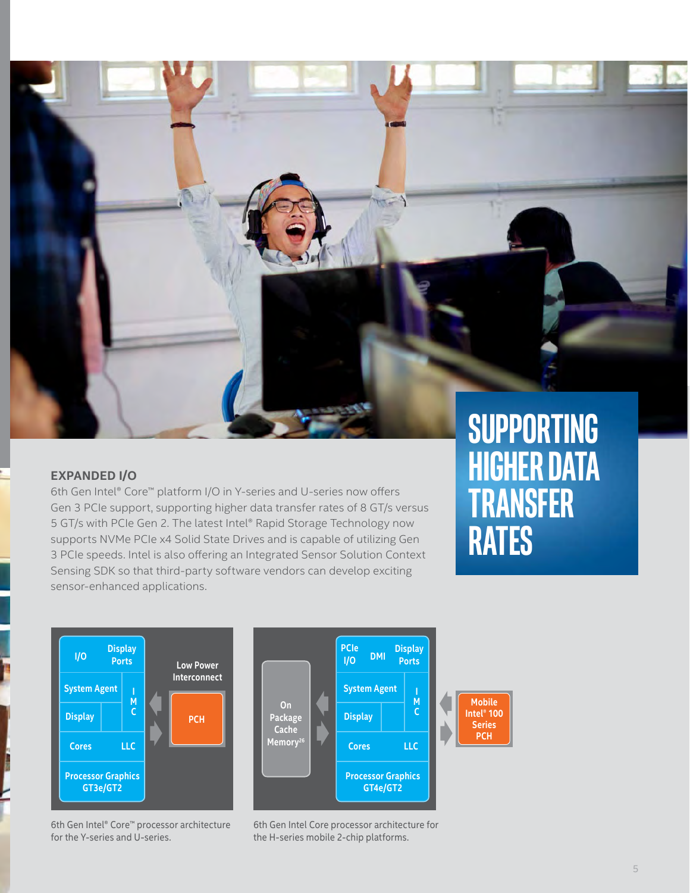## SUPPORTING HIGHER DATA TRANSFER RATES

### EXPANDED I/O

6th Gen Intel® Core™ platform I/O in Y-series and U-series now offers Gen 3 PCIe support, supporting higher data transfer rates of 8 GT/s versus 5 GT/s with PCIe Gen 2. The latest Intel® Rapid Storage Technology now supports NVMe PCIe x4 Solid State Drives and is capable of utilizing Gen 3 PCIe speeds. Intel is also offering an Integrated Sensor Solution Context Sensing SDK so that third-party software vendors can develop exciting sensor-enhanced applications.

6th Gen Intel® Core™ processor architecture for the Y-series and U-series.

6th Gen Intel Core processor architecture for the H-series mobile 2-chip platforms.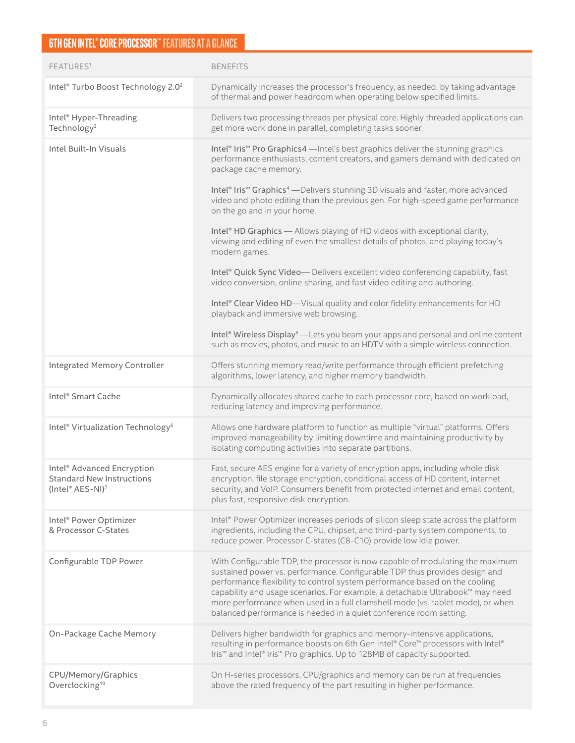## 6TH GEN INTEL® CORE PROCESSOR™ FEATURES AT A GLANCE

| FEATURES[1] | BENEFITS |
|---|---|
| Intel® Turbo Boost Technology 2.0[2] | Dynamically increases the processor's frequency, as needed, by taking advantage of thermal and power headroom when operating below specified limits. |
| Intel® Hyper-Threading Technology[3] | Delivers two processing threads per physical core. Highly threaded applications can get more work done in parallel, completing tasks sooner. |
| Intel Built-In Visuals | Intel® Iris™ Pro Graphics4 —Intel's best graphics deliver the stunning graphics performance enthusiasts, content creators, and gamers demand with dedicated on package cache memory.<br><br>Intel® Iris™ Graphics[4] —Delivers stunning 3D visuals and faster, more advanced video and photo editing than the previous gen. For high-speed game performance on the go and in your home.<br><br>Intel® HD Graphics — Allows playing of HD videos with exceptional clarity, viewing and editing of even the smallest details of photos, and playing today's modern games.<br><br>Intel® Quick Sync Video— Delivers excellent video conferencing capability, fast video conversion, online sharing, and fast video editing and authoring.<br><br>Intel® Clear Video HD—Visual quality and color fidelity enhancements for HD playback and immersive web browsing.<br><br>Intel® Wireless Display[5] —Lets you beam your apps and personal and online content such as movies, photos, and music to an HDTV with a simple wireless connection. |
| Integrated Memory Controller | Offers stunning memory read/write performance through efficient prefetching algorithms, lower latency, and higher memory bandwidth. |
| Intel® Smart Cache | Dynamically allocates shared cache to each processor core, based on workload, reducing latency and improving performance. |
| Intel® Virtualization Technology[6] | Allows one hardware platform to function as multiple "virtual" platforms. Offers improved manageability by limiting downtime and maintaining productivity by isolating computing activities into separate partitions. |
| Intel® Advanced Encryption Standard New Instructions (Intel® AES-NI)[7] | Fast, secure AES engine for a variety of encryption apps, including whole disk encryption, file storage encryption, conditional access of HD content, internet security, and VoIP. Consumers benefit from protected internet and email content, plus fast, responsive disk encryption. |
| Intel® Power Optimizer & Processor C-States | Intel® Power Optimizer increases periods of silicon sleep state across the platform ingredients, including the CPU, chipset, and third-party system components, to reduce power. Processor C-states (C8-C10) provide low idle power. |
| Configurable TDP Power | With Configurable TDP, the processor is now capable of modulating the maximum sustained power vs. performance. Configurable TDP thus provides design and performance flexibility to control system performance based on the cooling capability and usage scenarios. For example, a detachable Ultrabook™ may need more performance when used in a full clamshell mode (vs. tablet mode), or when balanced performance is needed in a quiet conference room setting. |
| On-Package Cache Memory | Delivers higher bandwidth for graphics and memory-intensive applications, resulting in performance boosts on 6th Gen Intel® Core™ processors with Intel® Iris™ and Intel® Iris™ Pro graphics. Up to 128MB of capacity supported. |
| CPU/Memory/Graphics Overclocking[19] | On H-series processors, CPU/graphics and memory can be run at frequencies above the rated frequency of the part resulting in higher performance. |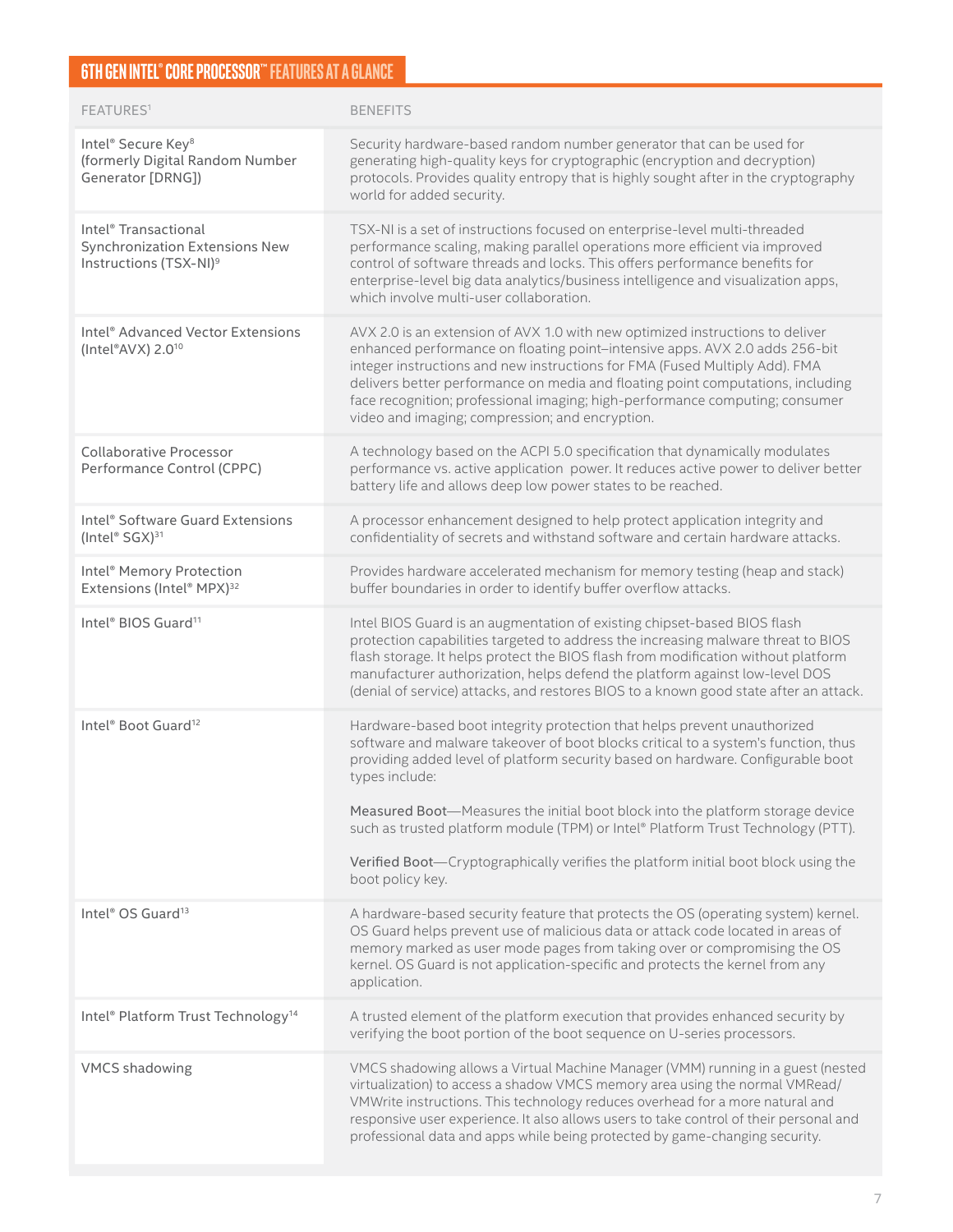## 6TH GEN INTEL® CORE PROCESSOR™ FEATURES AT A GLANCE

| FEATURES[1] | BENEFITS |
|---|---|
| Intel® Secure Key[8] (formerly Digital Random Number Generator [DRNG]) | Security hardware-based random number generator that can be used for generating high-quality keys for cryptographic (encryption and decryption) protocols. Provides quality entropy that is highly sought after in the cryptography world for added security. |
| Intel® Transactional Synchronization Extensions New Instructions (TSX-NI)[9] | TSX-NI is a set of instructions focused on enterprise-level multi-threaded performance scaling, making parallel operations more efficient via improved control of software threads and locks. This offers performance benefits for enterprise-level big data analytics/business intelligence and visualization apps, which involve multi-user collaboration. |
| Intel® Advanced Vector Extensions (Intel®AVX) 2.0[10] | AVX 2.0 is an extension of AVX 1.0 with new optimized instructions to deliver enhanced performance on floating point–intensive apps. AVX 2.0 adds 256-bit integer instructions and new instructions for FMA (Fused Multiply Add). FMA delivers better performance on media and floating point computations, including face recognition; professional imaging; high-performance computing; consumer video and imaging; compression; and encryption. |
| Collaborative Processor Performance Control (CPPC) | A technology based on the ACPI 5.0 specification that dynamically modulates performance vs. active application power. It reduces active power to deliver better battery life and allows deep low power states to be reached. |
| Intel® Software Guard Extensions (Intel® SGX)[31] | A processor enhancement designed to help protect application integrity and confidentiality of secrets and withstand software and certain hardware attacks. |
| Intel® Memory Protection Extensions (Intel® MPX)[32] | Provides hardware accelerated mechanism for memory testing (heap and stack) buffer boundaries in order to identify buffer overflow attacks. |
| Intel® BIOS Guard[11] | Intel BIOS Guard is an augmentation of existing chipset-based BIOS flash protection capabilities targeted to address the increasing malware threat to BIOS flash storage. It helps protect the BIOS flash from modification without platform manufacturer authorization, helps defend the platform against low-level DOS (denial of service) attacks, and restores BIOS to a known good state after an attack. |
| Intel® Boot Guard[12] | Hardware-based boot integrity protection that helps prevent unauthorized software and malware takeover of boot blocks critical to a system's function, thus providing added level of platform security based on hardware. Configurable boot types include:<br><br>**Measured Boot**—Measures the initial boot block into the platform storage device such as trusted platform module (TPM) or Intel® Platform Trust Technology (PTT).<br><br>**Verified Boot**—Cryptographically verifies the platform initial boot block using the boot policy key. |
| Intel® OS Guard[13] | A hardware-based security feature that protects the OS (operating system) kernel. OS Guard helps prevent use of malicious data or attack code located in areas of memory marked as user mode pages from taking over or compromising the OS kernel. OS Guard is not application-specific and protects the kernel from any application. |
| Intel® Platform Trust Technology[14] | A trusted element of the platform execution that provides enhanced security by verifying the boot portion of the boot sequence on U-series processors. |
| VMCS shadowing | VMCS shadowing allows a Virtual Machine Manager (VMM) running in a guest (nested virtualization) to access a shadow VMCS memory area using the normal VMRead/ VMWrite instructions. This technology reduces overhead for a more natural and responsive user experience. It also allows users to take control of their personal and professional data and apps while being protected by game-changing security. |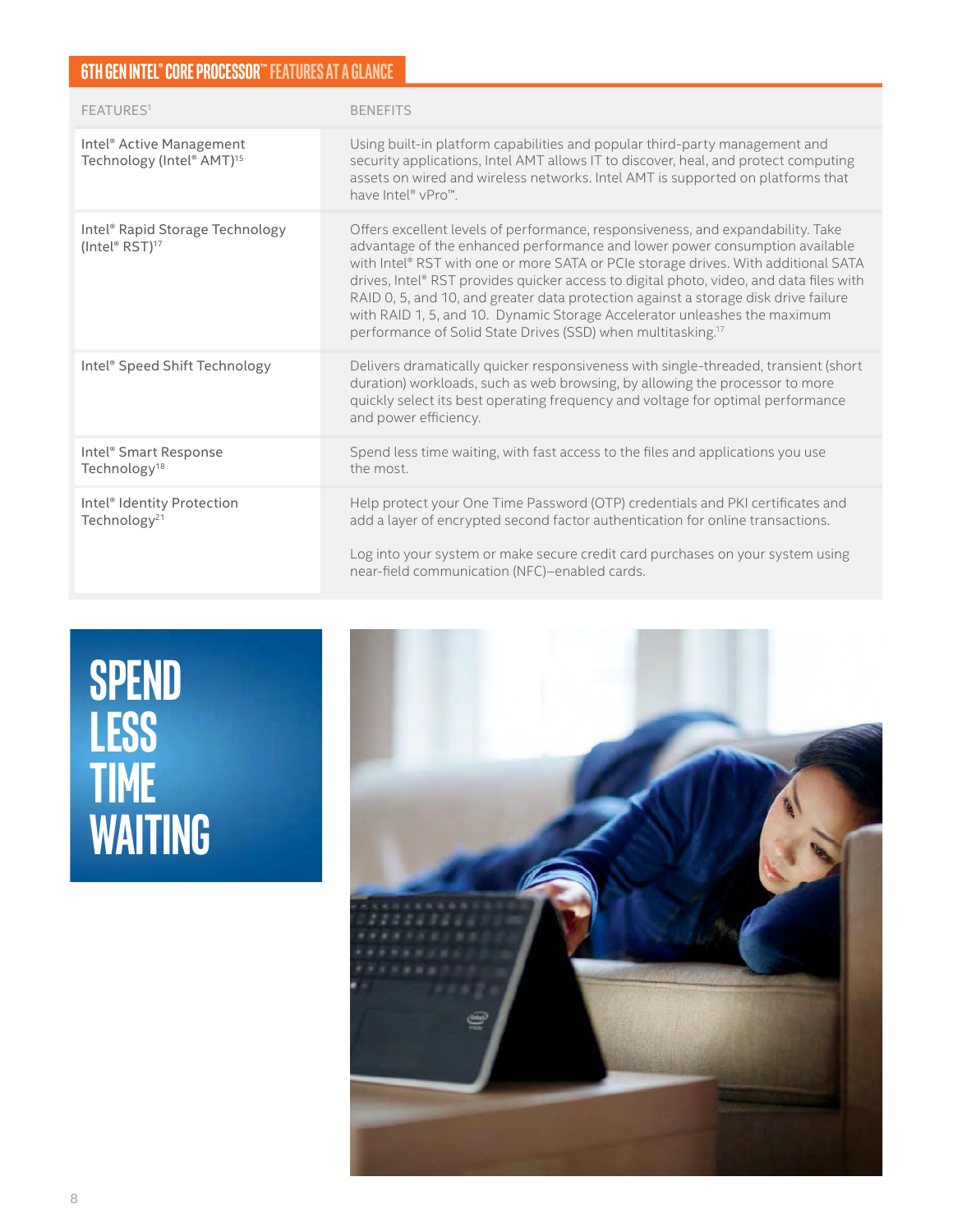## 6TH GEN INTEL® CORE PROCESSOR™ FEATURES AT A GLANCE

| FEATURES[1] | BENEFITS |
|---|---|
| Intel® Active Management Technology (Intel® AMT)[15] | Using built-in platform capabilities and popular third-party management and security applications, Intel AMT allows IT to discover, heal, and protect computing assets on wired and wireless networks. Intel AMT is supported on platforms that have Intel® vPro™. |
| Intel® Rapid Storage Technology (Intel® RST)[17] | Offers excellent levels of performance, responsiveness, and expandability. Take advantage of the enhanced performance and lower power consumption available with Intel® RST with one or more SATA or PCIe storage drives. With additional SATA drives, Intel® RST provides quicker access to digital photo, video, and data files with RAID 0, 5, and 10, and greater data protection against a storage disk drive failure with RAID 1, 5, and 10. Dynamic Storage Accelerator unleashes the maximum performance of Solid State Drives (SSD) when multitasking.[17] |
| Intel® Speed Shift Technology | Delivers dramatically quicker responsiveness with single-threaded, transient (short duration) workloads, such as web browsing, by allowing the processor to more quickly select its best operating frequency and voltage for optimal performance and power efficiency. |
| Intel® Smart Response Technology[18] | Spend less time waiting, with fast access to the files and applications you use the most. |
| Intel® Identity Protection Technology[21] | Help protect your One Time Password (OTP) credentials and PKI certificates and add a layer of encrypted second factor authentication for online transactions.<br><br>Log into your system or make secure credit card purchases on your system using near-field communication (NFC)–enabled cards. |

# SPEND LESS TIME WAITING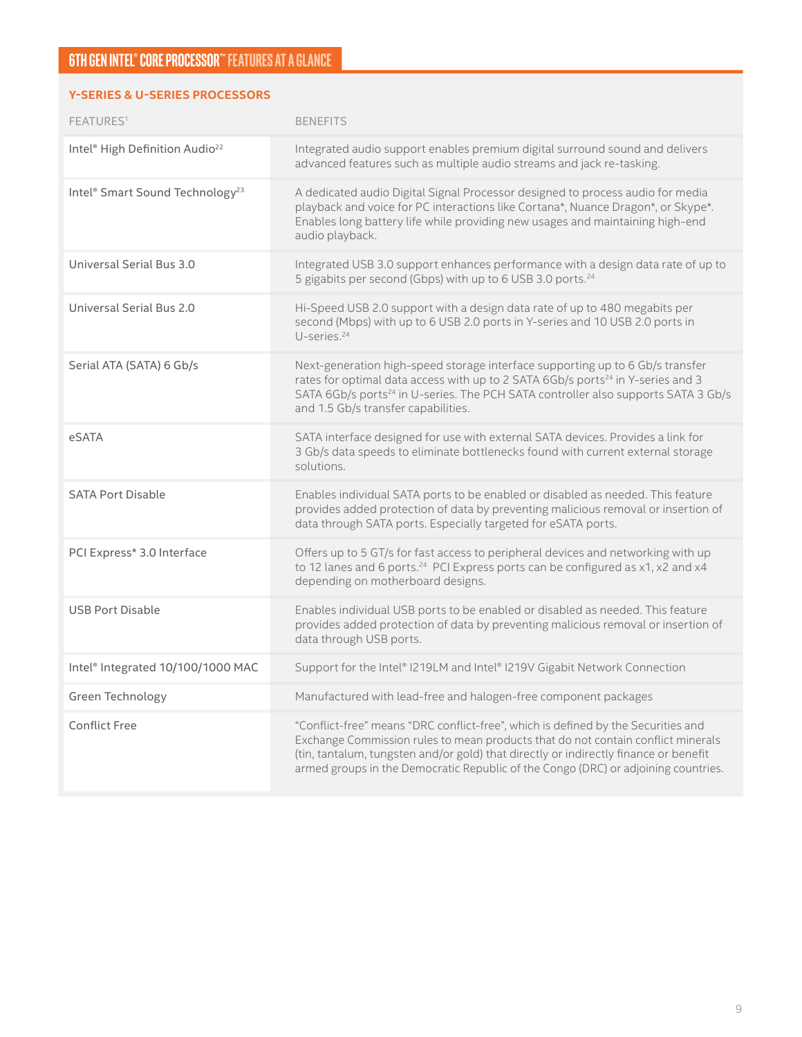## 6TH GEN INTEL® CORE PROCESSOR™ FEATURES AT A GLANCE

### Y-SERIES & U-SERIES PROCESSORS

| FEATURES[1] | BENEFITS |
| --- | --- |
| Intel® High Definition Audio[22] | Integrated audio support enables premium digital surround sound and delivers advanced features such as multiple audio streams and jack re-tasking. |
| Intel® Smart Sound Technology[23] | A dedicated audio Digital Signal Processor designed to process audio for media playback and voice for PC interactions like Cortana*, Nuance Dragon*, or Skype*. Enables long battery life while providing new usages and maintaining high-end audio playback. |
| Universal Serial Bus 3.0 | Integrated USB 3.0 support enhances performance with a design data rate of up to 5 gigabits per second (Gbps) with up to 6 USB 3.0 ports.[24] |
| Universal Serial Bus 2.0 | Hi-Speed USB 2.0 support with a design data rate of up to 480 megabits per second (Mbps) with up to 6 USB 2.0 ports in Y-series and 10 USB 2.0 ports in U-series.[24] |
| Serial ATA (SATA) 6 Gb/s | Next-generation high-speed storage interface supporting up to 6 Gb/s transfer rates for optimal data access with up to 2 SATA 6Gb/s ports[24] in Y-series and 3 SATA 6Gb/s ports[24] in U-series. The PCH SATA controller also supports SATA 3 Gb/s and 1.5 Gb/s transfer capabilities. |
| eSATA | SATA interface designed for use with external SATA devices. Provides a link for 3 Gb/s data speeds to eliminate bottlenecks found with current external storage solutions. |
| SATA Port Disable | Enables individual SATA ports to be enabled or disabled as needed. This feature provides added protection of data by preventing malicious removal or insertion of data through SATA ports. Especially targeted for eSATA ports. |
| PCI Express* 3.0 Interface | Offers up to 5 GT/s for fast access to peripheral devices and networking with up to 12 lanes and 6 ports.[24] PCI Express ports can be configured as x1, x2 and x4 depending on motherboard designs. |
| USB Port Disable | Enables individual USB ports to be enabled or disabled as needed. This feature provides added protection of data by preventing malicious removal or insertion of data through USB ports. |
| Intel® Integrated 10/100/1000 MAC | Support for the Intel® I219LM and Intel® I219V Gigabit Network Connection |
| Green Technology | Manufactured with lead-free and halogen-free component packages |
| Conflict Free | “Conflict-free” means “DRC conflict-free”, which is defined by the Securities and Exchange Commission rules to mean products that do not contain conflict minerals (tin, tantalum, tungsten and/or gold) that directly or indirectly finance or benefit armed groups in the Democratic Republic of the Congo (DRC) or adjoining countries. |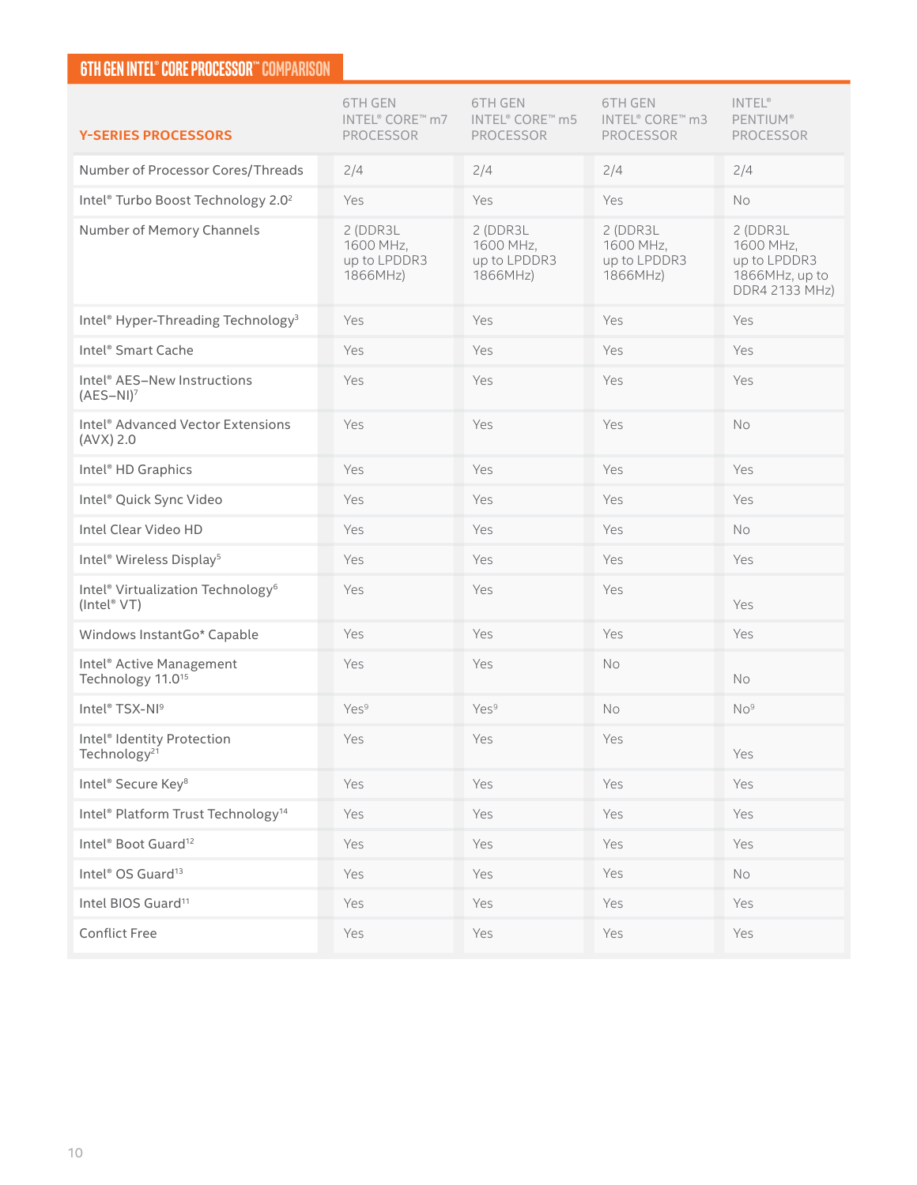## 6TH GEN INTEL® CORE PROCESSOR™ COMPARISON

| Y-SERIES PROCESSORS | 6TH GEN INTEL® CORE™ m7 PROCESSOR | 6TH GEN INTEL® CORE™ m5 PROCESSOR | 6TH GEN INTEL® CORE™ m3 PROCESSOR | INTEL® PENTIUM® PROCESSOR |
|---|---|---|---|---|
| Number of Processor Cores/Threads | 2/4 | 2/4 | 2/4 | 2/4 |
| Intel® Turbo Boost Technology 2.0[2] | Yes | Yes | Yes | No |
| Number of Memory Channels | 2 (DDR3L 1600 MHz, up to LPDDR3 1866MHz) | 2 (DDR3L 1600 MHz, up to LPDDR3 1866MHz) | 2 (DDR3L 1600 MHz, up to LPDDR3 1866MHz) | 2 (DDR3L 1600 MHz, up to LPDDR3 1866MHz, up to DDR4 2133 MHz) |
| Intel® Hyper-Threading Technology[3] | Yes | Yes | Yes | Yes |
| Intel® Smart Cache | Yes | Yes | Yes | Yes |
| Intel® AES–New Instructions (AES–NI)[7] | Yes | Yes | Yes | Yes |
| Intel® Advanced Vector Extensions (AVX) 2.0 | Yes | Yes | Yes | No |
| Intel® HD Graphics | Yes | Yes | Yes | Yes |
| Intel® Quick Sync Video | Yes | Yes | Yes | Yes |
| Intel Clear Video HD | Yes | Yes | Yes | No |
| Intel® Wireless Display[5] | Yes | Yes | Yes | Yes |
| Intel® Virtualization Technology[6] (Intel® VT) | Yes | Yes | Yes | Yes |
| Windows InstantGo* Capable | Yes | Yes | Yes | Yes |
| Intel® Active Management Technology 11.0[15] | Yes | Yes | No | No |
| Intel® TSX-NI[9] | Yes[9] | Yes[9] | No | No[9] |
| Intel® Identity Protection Technology[21] | Yes | Yes | Yes | Yes |
| Intel® Secure Key[8] | Yes | Yes | Yes | Yes |
| Intel® Platform Trust Technology[14] | Yes | Yes | Yes | Yes |
| Intel® Boot Guard[12] | Yes | Yes | Yes | Yes |
| Intel® OS Guard[13] | Yes | Yes | Yes | No |
| Intel BIOS Guard[11] | Yes | Yes | Yes | Yes |
| Conflict Free | Yes | Yes | Yes | Yes |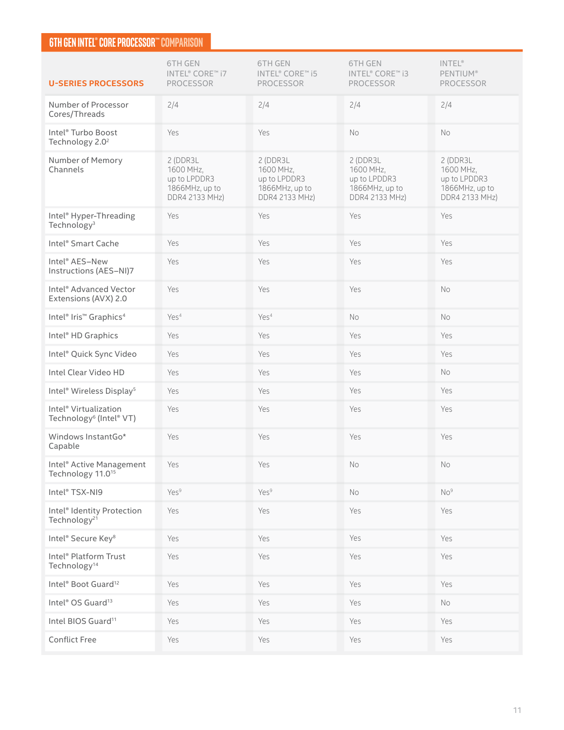## 6TH GEN INTEL® CORE PROCESSOR™ COMPARISON

| U-SERIES PROCESSORS | 6TH GEN INTEL® CORE™ i7 PROCESSOR | 6TH GEN INTEL® CORE™ i5 PROCESSOR | 6TH GEN INTEL® CORE™ i3 PROCESSOR | INTEL® PENTIUM® PROCESSOR |
|---|---|---|---|---|
| Number of Processor Cores/Threads | 2/4 | 2/4 | 2/4 | 2/4 |
| Intel® Turbo Boost Technology 2.0[2] | Yes | Yes | No | No |
| Number of Memory Channels | 2 (DDR3L 1600 MHz, up to LPDDR3 1866MHz, up to DDR4 2133 MHz) | 2 (DDR3L 1600 MHz, up to LPDDR3 1866MHz, up to DDR4 2133 MHz) | 2 (DDR3L 1600 MHz, up to LPDDR3 1866MHz, up to DDR4 2133 MHz) | 2 (DDR3L 1600 MHz, up to LPDDR3 1866MHz, up to DDR4 2133 MHz) |
| Intel® Hyper-Threading Technology[3] | Yes | Yes | Yes | Yes |
| Intel® Smart Cache | Yes | Yes | Yes | Yes |
| Intel® AES–New Instructions (AES–NI)7 | Yes | Yes | Yes | Yes |
| Intel® Advanced Vector Extensions (AVX) 2.0 | Yes | Yes | Yes | No |
| Intel® Iris™ Graphics[4] | Yes[4] | Yes[4] | No | No |
| Intel® HD Graphics | Yes | Yes | Yes | Yes |
| Intel® Quick Sync Video | Yes | Yes | Yes | Yes |
| Intel Clear Video HD | Yes | Yes | Yes | No |
| Intel® Wireless Display[5] | Yes | Yes | Yes | Yes |
| Intel® Virtualization Technology[6] (Intel® VT) | Yes | Yes | Yes | Yes |
| Windows InstantGo* Capable | Yes | Yes | Yes | Yes |
| Intel® Active Management Technology 11.0[15] | Yes | Yes | No | No |
| Intel® TSX-NI9 | Yes[9] | Yes[9] | No | No[9] |
| Intel® Identity Protection Technology[21] | Yes | Yes | Yes | Yes |
| Intel® Secure Key[8] | Yes | Yes | Yes | Yes |
| Intel® Platform Trust Technology[14] | Yes | Yes | Yes | Yes |
| Intel® Boot Guard[12] | Yes | Yes | Yes | Yes |
| Intel® OS Guard[13] | Yes | Yes | Yes | No |
| Intel BIOS Guard[11] | Yes | Yes | Yes | Yes |
| Conflict Free | Yes | Yes | Yes | Yes |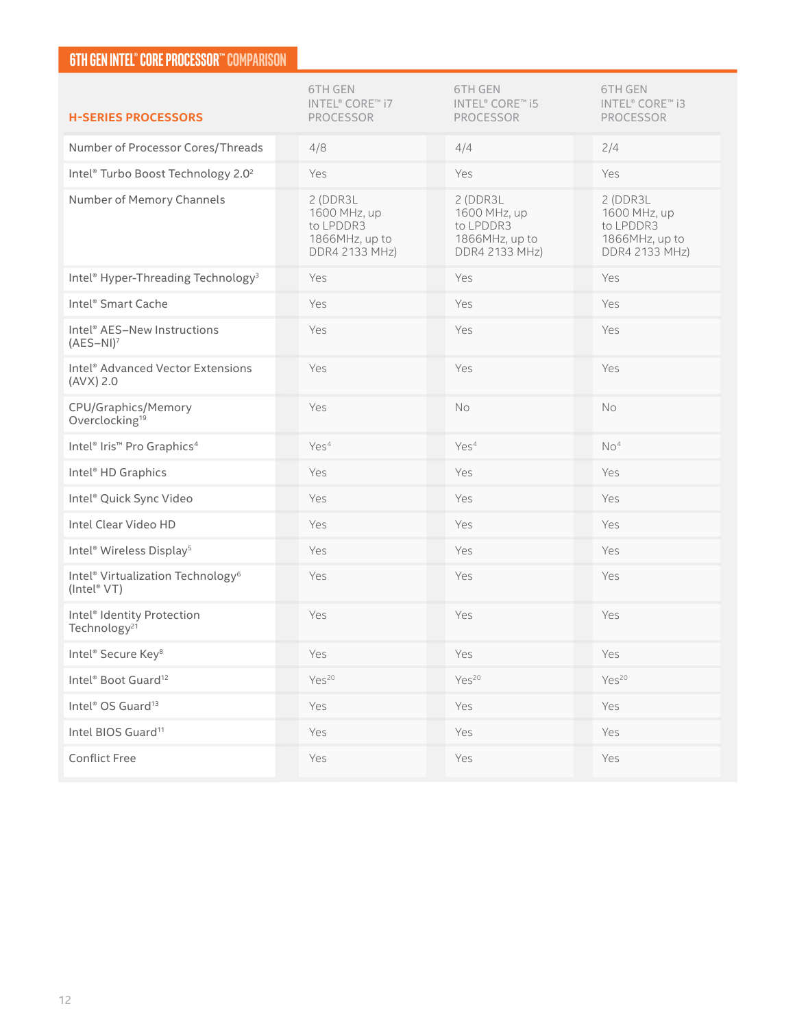## 6TH GEN INTEL® CORE PROCESSOR™ COMPARISON

| H-SERIES PROCESSORS | 6TH GEN INTEL® CORE™ i7 PROCESSOR | 6TH GEN INTEL® CORE™ i5 PROCESSOR | 6TH GEN INTEL® CORE™ i3 PROCESSOR |
|---|---|---|---|
| Number of Processor Cores/Threads | 4/8 | 4/4 | 2/4 |
| Intel® Turbo Boost Technology 2.0[2] | Yes | Yes | Yes |
| Number of Memory Channels | 2 (DDR3L 1600 MHz, up to LPDDR3 1866MHz, up to DDR4 2133 MHz) | 2 (DDR3L 1600 MHz, up to LPDDR3 1866MHz, up to DDR4 2133 MHz) | 2 (DDR3L 1600 MHz, up to LPDDR3 1866MHz, up to DDR4 2133 MHz) |
| Intel® Hyper-Threading Technology[3] | Yes | Yes | Yes |
| Intel® Smart Cache | Yes | Yes | Yes |
| Intel® AES–New Instructions (AES–NI)[7] | Yes | Yes | Yes |
| Intel® Advanced Vector Extensions (AVX) 2.0 | Yes | Yes | Yes |
| CPU/Graphics/Memory Overclocking[19] | Yes | No | No |
| Intel® Iris™ Pro Graphics[4] | Yes[4] | Yes[4] | No[4] |
| Intel® HD Graphics | Yes | Yes | Yes |
| Intel® Quick Sync Video | Yes | Yes | Yes |
| Intel Clear Video HD | Yes | Yes | Yes |
| Intel® Wireless Display[5] | Yes | Yes | Yes |
| Intel® Virtualization Technology[6] (Intel® VT) | Yes | Yes | Yes |
| Intel® Identity Protection Technology[21] | Yes | Yes | Yes |
| Intel® Secure Key[8] | Yes | Yes | Yes |
| Intel® Boot Guard[12] | Yes[20] | Yes[20] | Yes[20] |
| Intel® OS Guard[13] | Yes | Yes | Yes |
| Intel BIOS Guard[11] | Yes | Yes | Yes |
| Conflict Free | Yes | Yes | Yes |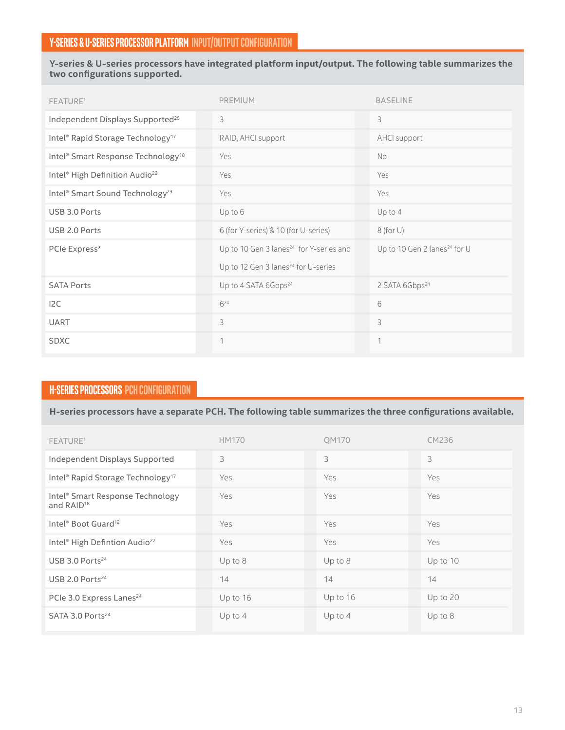## Y-SERIES & U-SERIES PROCESSOR PLATFORM INPUT/OUTPUT CONFIGURATION

**Y-series & U-series processors have integrated platform input/output. The following table summarizes the two configurations supported.**

| FEATURE[1] | PREMIUM | BASELINE |
|---|---|---|
| Independent Displays Supported[25] | 3 | 3 |
| Intel® Rapid Storage Technology[17] | RAID, AHCI support | AHCI support |
| Intel® Smart Response Technology[18] | Yes | No |
| Intel® High Definition Audio[22] | Yes | Yes |
| Intel® Smart Sound Technology[23] | Yes | Yes |
| USB 3.0 Ports | Up to 6 | Up to 4 |
| USB 2.0 Ports | 6 (for Y-series) & 10 (for U-series) | 8 (for U) |
| PCIe Express* | Up to 10 Gen 3 lanes[24] for Y-series and Up to 12 Gen 3 lanes[24] for U-series | Up to 10 Gen 2 lanes[24] for U |
| SATA Ports | Up to 4 SATA 6Gbps[24] | 2 SATA 6Gbps[24] |
| I2C | 6[24] | 6 |
| UART | 3 | 3 |
| SDXC | 1 | 1 |

## H-SERIES PROCESSORS PCH CONFIGURATION

**H-series processors have a separate PCH. The following table summarizes the three configurations available.**

| FEATURE[1] | HM170 | QM170 | CM236 |
|---|---|---|---|
| Independent Displays Supported | 3 | 3 | 3 |
| Intel® Rapid Storage Technology[17] | Yes | Yes | Yes |
| Intel® Smart Response Technology and RAID[18] | Yes | Yes | Yes |
| Intel® Boot Guard[12] | Yes | Yes | Yes |
| Intel® High Defintion Audio[22] | Yes | Yes | Yes |
| USB 3.0 Ports[24] | Up to 8 | Up to 8 | Up to 10 |
| USB 2.0 Ports[24] | 14 | 14 | 14 |
| PCIe 3.0 Express Lanes[24] | Up to 16 | Up to 16 | Up to 20 |
| SATA 3.0 Ports[24] | Up to 4 | Up to 4 | Up to 8 |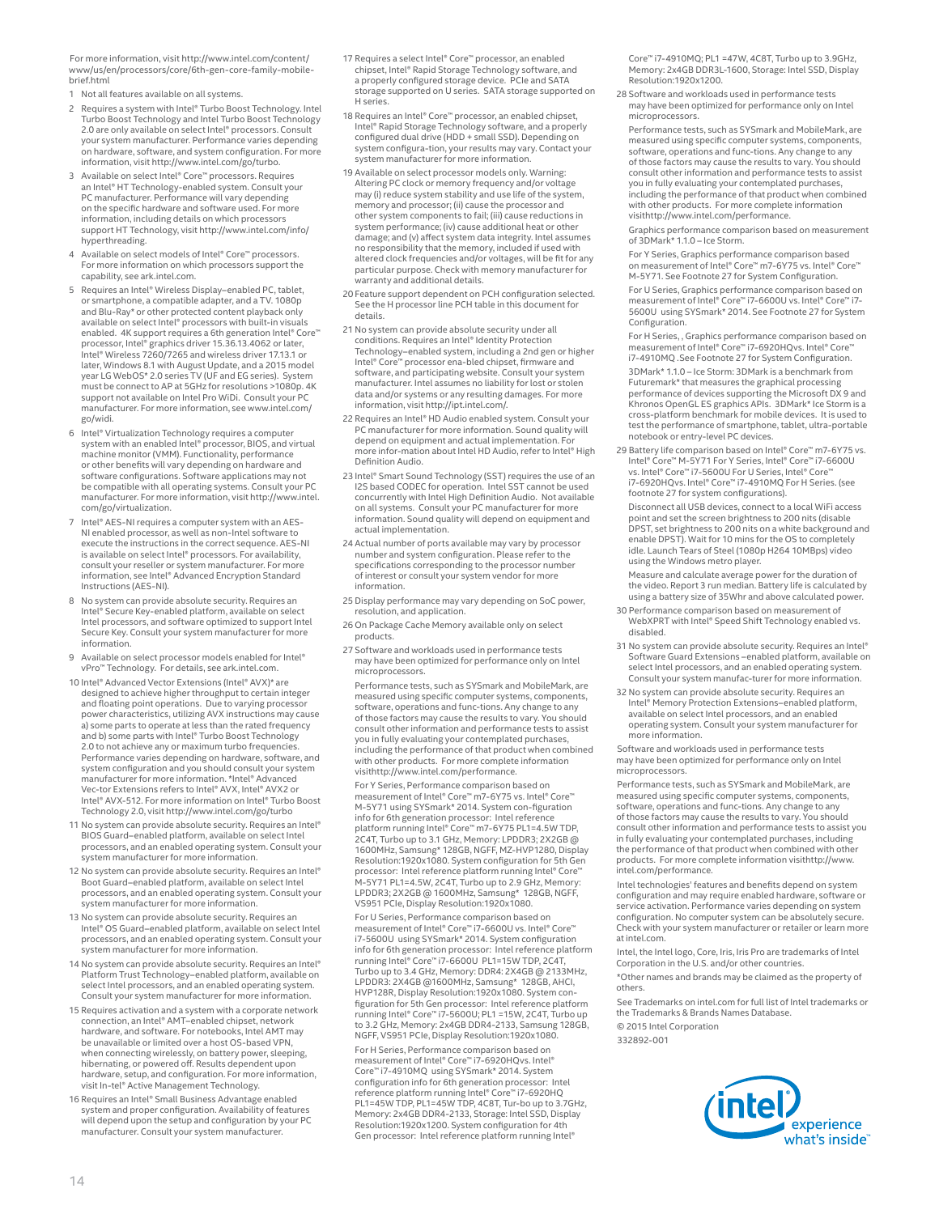For more information, visit http://www.intel.com/content/www/us/en/processors/core/6th-gen-core-family-mobile-brief.html

1 Not all features available on all systems.

2 Requires a system with Intel® Turbo Boost Technology. Intel Turbo Boost Technology and Intel Turbo Boost Technology 2.0 are only available on select Intel® processors. Consult your system manufacturer. Performance varies depending on hardware, software, and system configuration. For more information, visit http://www.intel.com/go/turbo.

3 Available on select Intel® Core™ processors. Requires an Intel® HT Technology-enabled system. Consult your PC manufacturer. Performance will vary depending on the specific hardware and software used. For more information, including details on which processors support HT Technology, visit http://www.intel.com/info/hyperthreading.

4 Available on select models of Intel® Core™ processors. For more information on which processors support the capability, see ark.intel.com.

5 Requires an Intel® Wireless Display–enabled PC, tablet, or smartphone, a compatible adapter, and a TV. 1080p and Blu-Ray* or other protected content playback only available on select Intel® processors with built-in visuals enabled. 4K support requires a 6th generation Intel® Core™ processor, Intel® graphics driver 15.36.13.4062 or later, Intel® Wireless 7260/7265 and wireless driver 17.13.1 or later, Windows 8.1 with August Update, and a 2015 model year LG WebOS* 2.0 series TV (UF and EG series). System must be connect to AP at 5GHz for resolutions >1080p. 4K support not available on Intel Pro WiDi. Consult your PC manufacturer. For more information, see www.intel.com/go/widi.

6 Intel® Virtualization Technology requires a computer system with an enabled Intel® processor, BIOS, and virtual machine monitor (VMM). Functionality, performance or other benefits will vary depending on hardware and software configurations. Software applications may not be compatible with all operating systems. Consult your PC manufacturer. For more information, visit http://www.intel.com/go/virtualization.

7 Intel® AES-NI requires a computer system with an AES-NI enabled processor, as well as non-Intel software to execute the instructions in the correct sequence. AES-NI is available on select Intel® processors. For availability, consult your reseller or system manufacturer. For more information, see Intel® Advanced Encryption Standard Instructions (AES-NI).

8 No system can provide absolute security. Requires an Intel® Secure Key-enabled platform, available on select Intel processors, and software optimized to support Intel Secure Key. Consult your system manufacturer for more information.

9 Available on select processor models enabled for Intel® vPro™ Technology. For details, see ark.intel.com.

10 Intel® Advanced Vector Extensions (Intel® AVX)* are designed to achieve higher throughput to certain integer and floating point operations. Due to varying processor power characteristics, utilizing AVX instructions may cause a) some parts to operate at less than the rated frequency and b) some parts with Intel® Turbo Boost Technology 2.0 to not achieve any or maximum turbo frequencies. Performance varies depending on hardware, software, and system configuration and you should consult your system manufacturer for more information. *Intel® Advanced Vec-tor Extensions refers to Intel® AVX, Intel® AVX2 or Intel® AVX-512. For more information on Intel® Turbo Boost Technology 2.0, visit http://www.intel.com/go/turbo

11 No system can provide absolute security. Requires an Intel® BIOS Guard–enabled platform, available on select Intel processors, and an enabled operating system. Consult your system manufacturer for more information.

12 No system can provide absolute security. Requires an Intel® Boot Guard–enabled platform, available on select Intel processors, and an enabled operating system. Consult your system manufacturer for more information.

13 No system can provide absolute security. Requires an Intel® OS Guard–enabled platform, available on select Intel processors, and an enabled operating system. Consult your system manufacturer for more information.

14 No system can provide absolute security. Requires an Intel® Platform Trust Technology–enabled platform, available on select Intel processors, and an enabled operating system. Consult your system manufacturer for more information.

15 Requires activation and a system with a corporate network connection, an Intel® AMT–enabled chipset, network hardware, and software. For notebooks, Intel AMT may be unavailable or limited over a host OS-based VPN, when connecting wirelessly, on battery power, sleeping, hibernating, or powered off. Results dependent upon hardware, setup, and configuration. For more information, visit In-tel® Active Management Technology.

16 Requires an Intel® Small Business Advantage enabled system and proper configuration. Availability of features will depend upon the setup and configuration by your PC manufacturer. Consult your system manufacturer.

17 Requires a select Intel® Core™ processor, an enabled chipset, Intel® Rapid Storage Technology software, and a properly configured storage device. PCIe and SATA storage supported on U series. SATA storage supported on H series.

18 Requires an Intel® Core™ processor, an enabled chipset, Intel® Rapid Storage Technology software, and a properly configured dual drive (HDD + small SSD). Depending on system configura-tion, your results may vary. Contact your system manufacturer for more information.

19 Available on select processor models only. Warning: Altering PC clock or memory frequency and/or voltage may (i) reduce system stability and use life of the system, memory and processor; (ii) cause the processor and other system components to fail; (iii) cause reductions in system performance; (iv) cause additional heat or other damage; and (v) affect system data integrity. Intel assumes no responsibility that the memory, included if used with altered clock frequencies and/or voltages, will be fit for any particular purpose. Check with memory manufacturer for warranty and additional details.

20 Feature support dependent on PCH configuration selected. See the H processor line PCH table in this document for details.

21 No system can provide absolute security under all conditions. Requires an Intel® Identity Protection Technology–enabled system, including a 2nd gen or higher Intel® Core™ processor ena-bled chipset, firmware and software, and participating website. Consult your system manufacturer. Intel assumes no liability for lost or stolen data and/or systems or any resulting damages. For more information, visit http://ipt.intel.com/.

22 Requires an Intel® HD Audio enabled system. Consult your PC manufacturer for more information. Sound quality will depend on equipment and actual implementation. For more infor-mation about Intel HD Audio, refer to Intel® High Definition Audio.

23 Intel® Smart Sound Technology (SST) requires the use of an I2S based CODEC for operation. Intel SST cannot be used concurrently with Intel High Definition Audio. Not available on all systems. Consult your PC manufacturer for more information. Sound quality will depend on equipment and actual implementation.

24 Actual number of ports available may vary by processor number and system configuration. Please refer to the specifications corresponding to the processor number of interest or consult your system vendor for more information.

25 Display performance may vary depending on SoC power, resolution, and application.

26 On Package Cache Memory available only on select products.

27 Software and workloads used in performance tests may have been optimized for performance only on Intel microprocessors.

Performance tests, such as SYSmark and MobileMark, are measured using specific computer systems, components, software, operations and func-tions. Any change to any of those factors may cause the results to vary. You should consult other information and performance tests to assist you in fully evaluating your contemplated purchases, including the performance of that product when combined with other products. For more complete information visithttp://www.intel.com/performance.

For Y Series, Performance comparison based on measurement of Intel® Core™ m7-6Y75 vs. Intel® Core™ M-5Y71 using SYSmark* 2014. System con-figuration info for 6th generation processor: Intel reference platform running Intel® Core™ m7-6Y75 PL1=4.5W TDP, 2C4T, Turbo up to 3.1 GHz, Memory: LPDDR3; 2X2GB @ 1600MHz, Samsung* 128GB, NGFF, MZ-HVP1280, Display Resolution:1920x1080. System configuration for 5th Gen processor: Intel reference platform running Intel® Core™ M-5Y71 PL1=4.5W, 2C4T, Turbo up to 2.9 GHz, Memory: LPDDR3; 2X2GB @ 1600MHz, Samsung* 128GB, NGFF, VS951 PCIe, Display Resolution:1920x1080.

For U Series, Performance comparison based on measurement of Intel® Core™ i7-6600U vs. Intel® Core™ i7-5600U using SYSmark* 2014. System configuration info for 6th generation processor: Intel reference platform running Intel® Core™ i7-6600U PL1=15W TDP, 2C4T, Turbo up to 3.4 GHz, Memory: DDR4: 2X4GB @ 2133MHz, LPDDR3: 2X4GB @1600MHz, Samsung* 128GB, AHCI, HVP128R, Display Resolution:1920x1080. System con-figuration for 5th Gen processor: Intel reference platform running Intel® Core™ i7-5600U; PL1 =15W, 2C4T, Turbo up to 3.2 GHz, Memory: 2x4GB DDR4-2133, Samsung 128GB, NGFF, VS951 PCIe, Display Resolution:1920x1080.

For H Series, Performance comparison based on measurement of Intel® Core™ i7-6920HQvs. Intel® Core™ i7-4910MQ using SYSmark* 2014. System configuration info for 6th generation processor: Intel reference platform running Intel® Core™ i7-6920HQ PL1=45W TDP, PL1=45W TDP, 4C8T, Tur-bo up to 3.7GHz, Memory: 2x4GB DDR4-2133, Storage: Intel SSD, Display Resolution:1920x1200. System configuration for 4th Gen processor: Intel reference platform running Intel® Core™ i7-4910MQ; PL1 =47W, 4C8T, Turbo up to 3.9GHz, Memory: 2x4GB DDR3L-1600, Storage: Intel SSD, Display Resolution:1920x1200.

28 Software and workloads used in performance tests may have been optimized for performance only on Intel microprocessors.

Performance tests, such as SYSmark and MobileMark, are measured using specific computer systems, components, software, operations and func-tions. Any change to any of those factors may cause the results to vary. You should consult other information and performance tests to assist you in fully evaluating your contemplated purchases, including the performance of that product when combined with other products. For more complete information visithttp://www.intel.com/performance.

Graphics performance comparison based on measurement of 3DMark* 1.1.0 – Ice Storm.

For Y Series, Graphics performance comparison based on measurement of Intel® Core™ m7-6Y75 vs. Intel® Core™ M-5Y71. See Footnote 27 for System Configuration.

For U Series, Graphics performance comparison based on measurement of Intel® Core™ i7-6600U vs. Intel® Core™ i7-5600U using SYSmark* 2014. See Footnote 27 for System Configuration.

For H Series, , Graphics performance comparison based on measurement of Intel® Core™ i7-6920HQvs. Intel® Core™ i7-4910MQ .See Footnote 27 for System Configuration.

3DMark* 1.1.0 – Ice Storm: 3DMark is a benchmark from Futuremark* that measures the graphical processing performance of devices supporting the Microsoft DX 9 and Khronos OpenGL ES graphics APIs. 3DMark* Ice Storm is a cross-platform benchmark for mobile devices. It is used to test the performance of smartphone, tablet, ultra-portable notebook or entry-level PC devices.

29 Battery life comparison based on Intel® Core™ m7-6Y75 vs. Intel® Core™ M-5Y71 For Y Series, Intel® Core™ i7-6600U vs. Intel® Core™ i7-5600U For U Series, Intel® Core™ i7-6920HQvs. Intel® Core™ i7-4910MQ For H Series. (see footnote 27 for system configurations).

Disconnect all USB devices, connect to a local WiFi access point and set the screen brightness to 200 nits (disable DPST, set brightness to 200 nits on a white background and enable DPST). Wait for 10 mins for the OS to completely idle. Launch Tears of Steel (1080p H264 10MBps) video using the Windows metro player.

Measure and calculate average power for the duration of the video. Report 3 run median. Battery life is calculated by using a battery size of 35Whr and above calculated power.

30 Performance comparison based on measurement of WebXPRT with Intel® Speed Shift Technology enabled vs. disabled.

31 No system can provide absolute security. Requires an Intel® Software Guard Extensions –enabled platform, available on select Intel processors, and an enabled operating system. Consult your system manufac-turer for more information.

32 No system can provide absolute security. Requires an Intel® Memory Protection Extensions–enabled platform, available on select Intel processors, and an enabled operating system. Consult your system manufacturer for more information.

Software and workloads used in performance tests may have been optimized for performance only on Intel microprocessors.

Performance tests, such as SYSmark and MobileMark, are measured using specific computer systems, components, software, operations and func-tions. Any change to any of those factors may cause the results to vary. You should consult other information and performance tests to assist you in fully evaluating your contemplated purchases, including the performance of that product when combined with other products. For more complete information visithttp://www.intel.com/performance.

Intel technologies' features and benefits depend on system configuration and may require enabled hardware, software or service activation. Performance varies depending on system configuration. No computer system can be absolutely secure. Check with your system manufacturer or retailer or learn more at intel.com.

Intel, the Intel logo, Core, Iris, Iris Pro are trademarks of Intel Corporation in the U.S. and/or other countries.

*Other names and brands may be claimed as the property of others.

See Trademarks on intel.com for full list of Intel trademarks or the Trademarks & Brands Names Database.

© 2015 Intel Corporation

332892-001

intel experience what's inside™